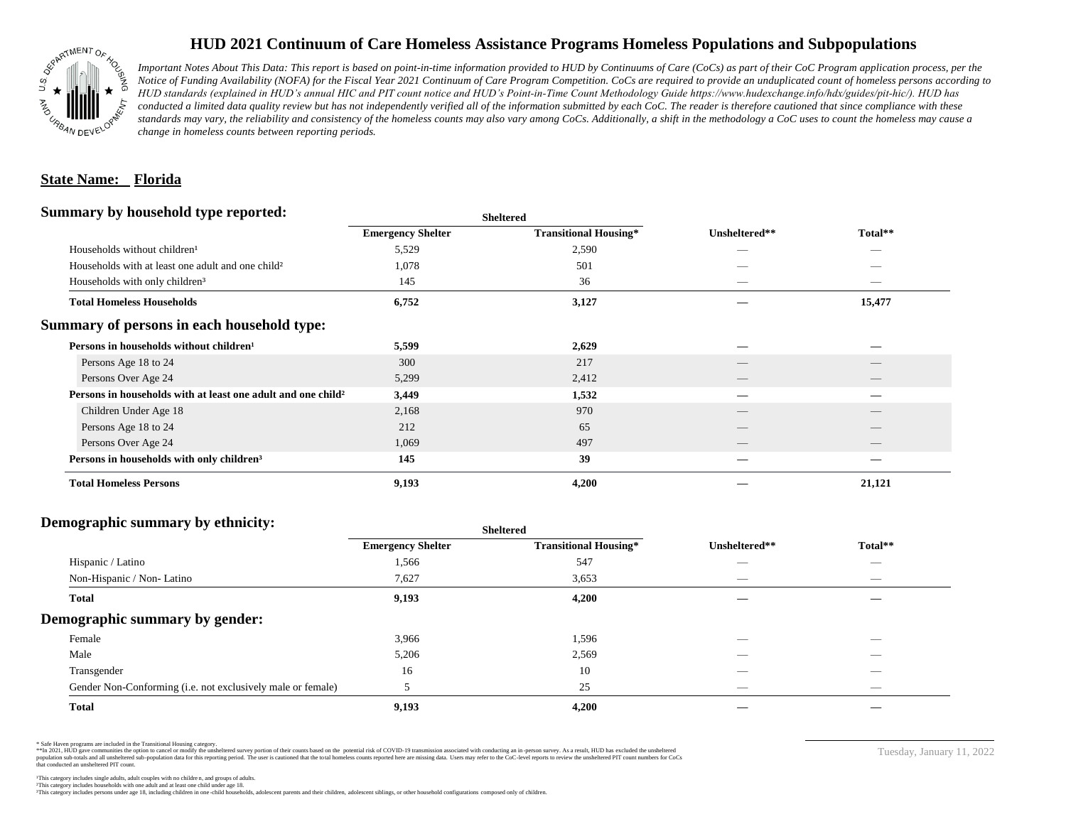# HUD 2021 Continuum of Care Homeless Assistance Programs Homeless Populations and Subpopulations

*Important Notes About This Data: This report is based on point-in-time information provided to HUD by Continuums of Care (CoCs) as part of their CoC Program application process, per the Notice of Funding Availability (NOFA) for the Fiscal Year 2021 Continuum of Care Program Competition. CoCs are required to provide an unduplicated count of homeless persons according to HUD standards (explained in HUD's annual HIC and PIT count notice and HUD's Point-in-Time Count Methodology Guide https://www.hudexchange.info/hdx/guides/pit-hic/). HUD has conducted a limited data quality review but has not independently verified all of the information submitted by each CoC. The reader is therefore cautioned that since compliance with these standards may vary, the reliability and consistency of the homeless counts may also vary among CoCs. Additionally, a shift in the methodology a CoC uses to count the homeless may cause a change in homeless counts between reporting periods.*

**State Name: Florida**

## Summary by household type reported:

| | Sheltered | | | |
|---|---|---|---|---|
| | Emergency Shelter | Transitional Housing* | Unsheltered** | Total** |
| Households without children[1] | 5,529 | 2,590 | — | — |
| Households with at least one adult and one child[2] | 1,078 | 501 | — | — |
| Households with only children[3] | 145 | 36 | — | — |
| **Total Homeless Households** | **6,752** | **3,127** | **—** | **15,477** |

## Summary of persons in each household type:

| | Emergency Shelter | Transitional Housing* | Unsheltered** | Total** |
|---|---|---|---|---|
| **Persons in households without children[1]** | **5,599** | **2,629** | **—** | **—** |
| Persons Age 18 to 24 | 300 | 217 | — | — |
| Persons Over Age 24 | 5,299 | 2,412 | — | — |
| **Persons in households with at least one adult and one child[2]** | **3,449** | **1,532** | **—** | **—** |
| Children Under Age 18 | 2,168 | 970 | — | — |
| Persons Age 18 to 24 | 212 | 65 | — | — |
| Persons Over Age 24 | 1,069 | 497 | — | — |
| **Persons in households with only children[3]** | **145** | **39** | **—** | **—** |
| **Total Homeless Persons** | **9,193** | **4,200** | **—** | **21,121** |

## Demographic summary by ethnicity:

| | Sheltered | | | |
|---|---|---|---|---|
| | Emergency Shelter | Transitional Housing* | Unsheltered** | Total** |
| Hispanic / Latino | 1,566 | 547 | — | — |
| Non-Hispanic / Non- Latino | 7,627 | 3,653 | — | — |
| **Total** | **9,193** | **4,200** | **—** | **—** |

## Demographic summary by gender:

| | Emergency Shelter | Transitional Housing* | Unsheltered** | Total** |
|---|---|---|---|---|
| Female | 3,966 | 1,596 | — | — |
| Male | 5,206 | 2,569 | — | — |
| Transgender | 16 | 10 | — | — |
| Gender Non-Conforming (i.e. not exclusively male or female) | 5 | 25 | — | — |
| **Total** | **9,193** | **4,200** | **—** | **—** |

\* Safe Haven programs are included in the Transitional Housing category.
\*\*In 2021, HUD gave communities the option to cancel or modify the unsheltered survey portion of their counts based on the potential risk of COVID-19 transmission associated with conducting an in-person survey. As a result, HUD has excluded the unsheltered population sub-totals and all unsheltered sub-population data for this reporting period. The user is cautioned that the total homeless counts reported here are missing data. Users may refer to the CoC-level reports to review the unsheltered PIT count numbers for CoCs that conducted an unsheltered PIT count.

[1]This category includes single adults, adult couples with no children, and groups of adults.
[2]This category includes households with one adult and at least one child under age 18.
[3]This category includes persons under age 18, including children in one-child households, adolescent parents and their children, adolescent siblings, or other household configurations composed only of children.

Tuesday, January 11, 2022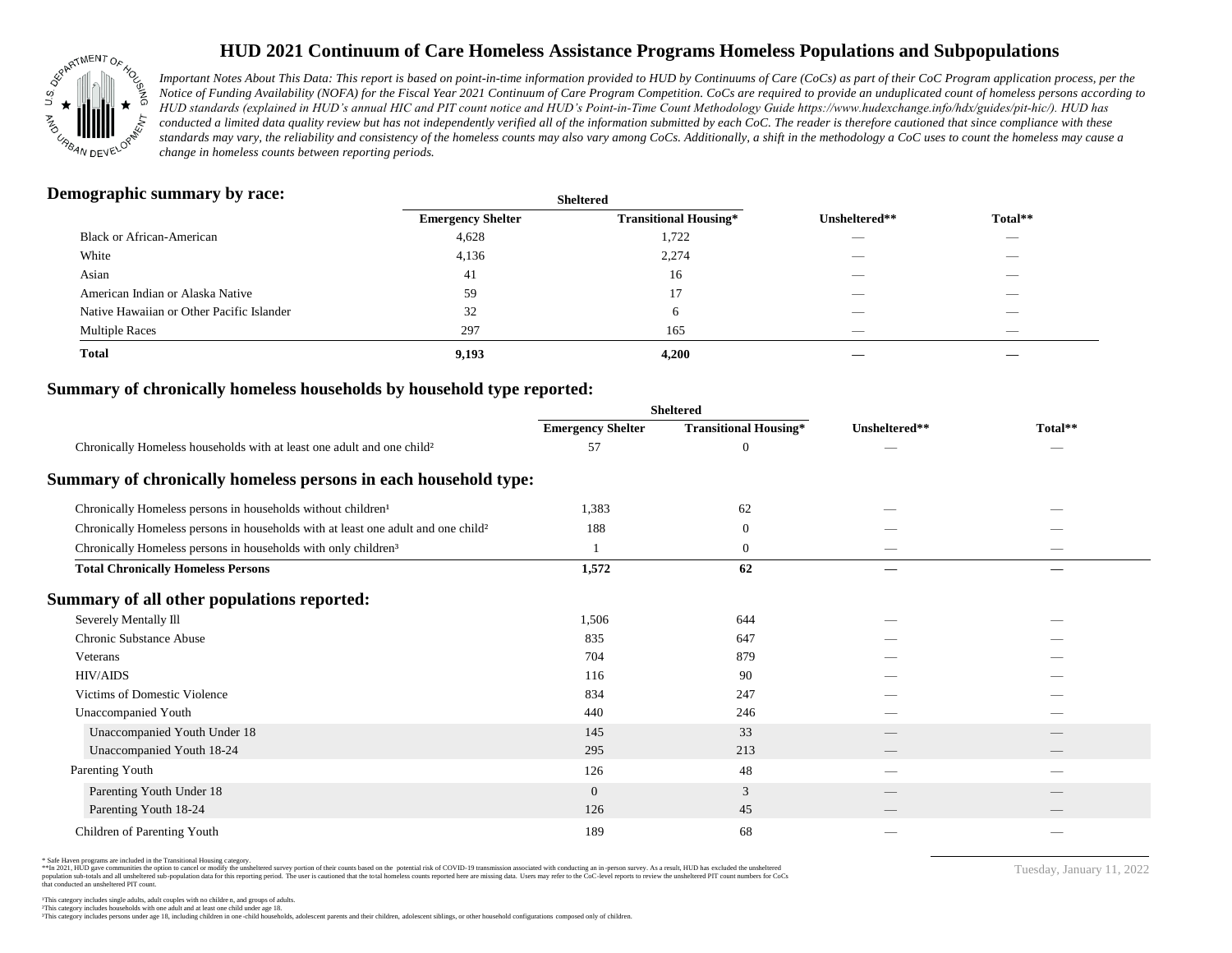# HUD 2021 Continuum of Care Homeless Assistance Programs Homeless Populations and Subpopulations

*Important Notes About This Data: This report is based on point-in-time information provided to HUD by Continuums of Care (CoCs) as part of their CoC Program application process, per the Notice of Funding Availability (NOFA) for the Fiscal Year 2021 Continuum of Care Program Competition. CoCs are required to provide an unduplicated count of homeless persons according to HUD standards (explained in HUD's annual HIC and PIT count notice and HUD's Point-in-Time Count Methodology Guide https://www.hudexchange.info/hdx/guides/pit-hic/). HUD has conducted a limited data quality review but has not independently verified all of the information submitted by each CoC. The reader is therefore cautioned that since compliance with these standards may vary, the reliability and consistency of the homeless counts may also vary among CoCs. Additionally, a shift in the methodology a CoC uses to count the homeless may cause a change in homeless counts between reporting periods.*

## Demographic summary by race:

| | Sheltered | | | |
|---|---|---|---|---|
| | Emergency Shelter | Transitional Housing* | Unsheltered** | Total** |
| Black or African-American | 4,628 | 1,722 | — | — |
| White | 4,136 | 2,274 | — | — |
| Asian | 41 | 16 | — | — |
| American Indian or Alaska Native | 59 | 17 | — | — |
| Native Hawaiian or Other Pacific Islander | 32 | 6 | — | — |
| Multiple Races | 297 | 165 | — | — |
| **Total** | **9,193** | **4,200** | **—** | **—** |

## Summary of chronically homeless households by household type reported:

| | Sheltered | | | |
|---|---|---|---|---|
| | Emergency Shelter | Transitional Housing* | Unsheltered** | Total** |
| Chronically Homeless households with at least one adult and one child[2] | 57 | 0 | — | — |

## Summary of chronically homeless persons in each household type:

| | Emergency Shelter | Transitional Housing* | Unsheltered** | Total** |
|---|---|---|---|---|
| Chronically Homeless persons in households without children[1] | 1,383 | 62 | — | — |
| Chronically Homeless persons in households with at least one adult and one child[2] | 188 | 0 | — | — |
| Chronically Homeless persons in households with only children[3] | 1 | 0 | — | — |
| **Total Chronically Homeless Persons** | **1,572** | **62** | **—** | **—** |

## Summary of all other populations reported:

| | Emergency Shelter | Transitional Housing* | Unsheltered** | Total** |
|---|---|---|---|---|
| Severely Mentally Ill | 1,506 | 644 | — | — |
| Chronic Substance Abuse | 835 | 647 | — | — |
| Veterans | 704 | 879 | — | — |
| HIV/AIDS | 116 | 90 | — | — |
| Victims of Domestic Violence | 834 | 247 | — | — |
| Unaccompanied Youth | 440 | 246 | — | — |
| Unaccompanied Youth Under 18 | 145 | 33 | — | — |
| Unaccompanied Youth 18-24 | 295 | 213 | — | — |
| Parenting Youth | 126 | 48 | — | — |
| Parenting Youth Under 18 | 0 | 3 | — | — |
| Parenting Youth 18-24 | 126 | 45 | — | — |
| Children of Parenting Youth | 189 | 68 | — | — |

* Safe Haven programs are included in the Transitional Housing category.
**In 2021, HUD gave communities the option to cancel or modify the unsheltered survey portion of their counts based on the potential risk of COVID-19 transmission associated with conducting an in-person survey. As a result, HUD has excluded the unsheltered population sub-totals and all unsheltered sub-population data for this reporting period. The user is cautioned that the total homeless counts reported here are missing data. Users may refer to the CoC-level reports to review the unsheltered PIT count numbers for CoCs that conducted an unsheltered PIT count.

[1] This category includes single adults, adult couples with no children, and groups of adults.
[2] This category includes households with one adult and at least one child under age 18.
[3] This category includes persons under age 18, including children in one-child households, adolescent parents and their children, adolescent siblings, or other household configurations composed only of children.

Tuesday, January 11, 2022